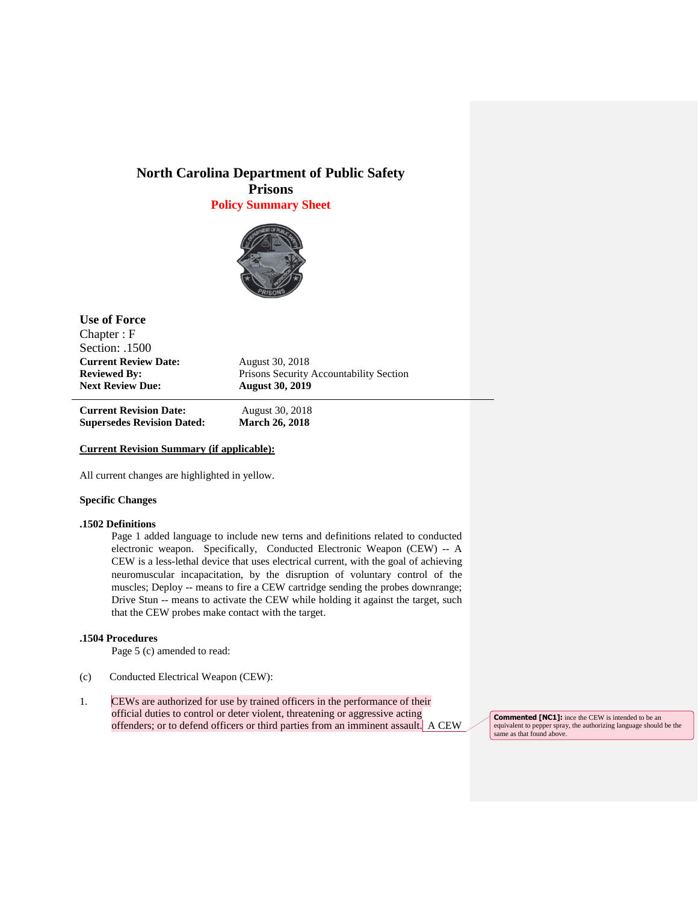# North Carolina Department of Public Safety
## Prisons
### Policy Summary Sheet

**Use of Force**
Chapter : F
Section: .1500

| | |
|---|---|
| **Current Review Date:** | August 30, 2018 |
| **Reviewed By:** | Prisons Security Accountability Section |
| **Next Review Due:** | **August 30, 2019** |

| | |
|---|---|
| **Current Revision Date:** | August 30, 2018 |
| **Supersedes Revision Dated:** | **March 26, 2018** |

**Current Revision Summary (if applicable):**

All current changes are highlighted in yellow.

**Specific Changes**

**.1502 Definitions**

Page 1 added language to include new terns and definitions related to conducted electronic weapon. Specifically, Conducted Electronic Weapon (CEW) -- A CEW is a less-lethal device that uses electrical current, with the goal of achieving neuromuscular incapacitation, by the disruption of voluntary control of the muscles; Deploy -- means to fire a CEW cartridge sending the probes downrange; Drive Stun -- means to activate the CEW while holding it against the target, such that the CEW probes make contact with the target.

**.1504 Procedures**

Page 5 (c) amended to read:

(c) Conducted Electrical Weapon (CEW):

1. CEWs are authorized for use by trained officers in the performance of their official duties to control or deter violent, threatening or aggressive acting offenders; or to defend officers or third parties from an imminent assault. A CEW

**Commented [NC1]:** ince the CEW is intended to be an equivalent to pepper spray, the authorizing language should be the same as that found above.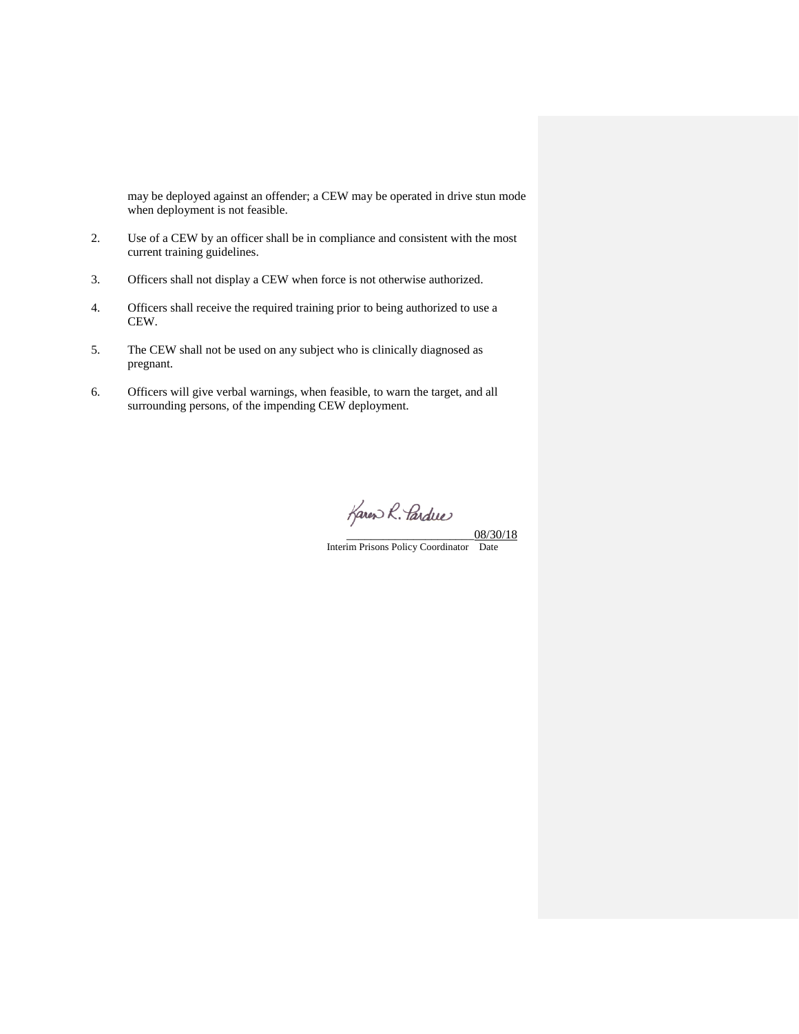may be deployed against an offender; a CEW may be operated in drive stun mode when deployment is not feasible.

2. Use of a CEW by an officer shall be in compliance and consistent with the most current training guidelines.

3. Officers shall not display a CEW when force is not otherwise authorized.

4. Officers shall receive the required training prior to being authorized to use a CEW.

5. The CEW shall not be used on any subject who is clinically diagnosed as pregnant.

6. Officers will give verbal warnings, when feasible, to warn the target, and all surrounding persons, of the impending CEW deployment.

Karen R. Pardue

_____________________ 08/30/18

Interim Prisons Policy Coordinator    Date